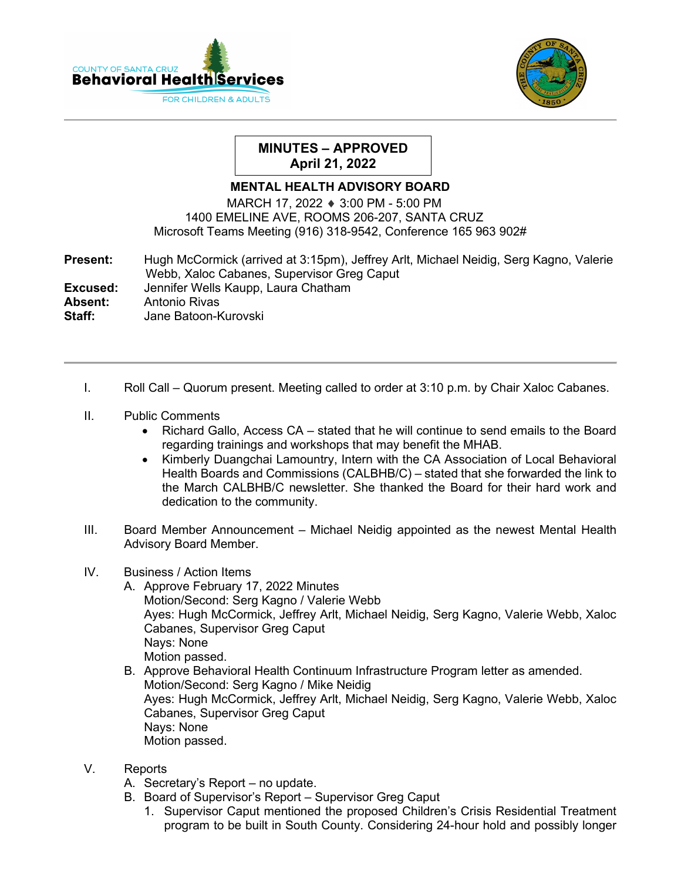**MINUTES – APPROVED**
**April 21, 2022**

# MENTAL HEALTH ADVISORY BOARD

MARCH 17, 2022 ♦ 3:00 PM - 5:00 PM
1400 EMELINE AVE, ROOMS 206-207, SANTA CRUZ
Microsoft Teams Meeting (916) 318-9542, Conference 165 963 902#

**Present:** Hugh McCormick (arrived at 3:15pm), Jeffrey Arlt, Michael Neidig, Serg Kagno, Valerie Webb, Xaloc Cabanes, Supervisor Greg Caput
**Excused:** Jennifer Wells Kaupp, Laura Chatham
**Absent:** Antonio Rivas
**Staff:** Jane Batoon-Kurovski

---

I. Roll Call – Quorum present. Meeting called to order at 3:10 p.m. by Chair Xaloc Cabanes.

II. Public Comments
- Richard Gallo, Access CA – stated that he will continue to send emails to the Board regarding trainings and workshops that may benefit the MHAB.
- Kimberly Duangchai Lamountry, Intern with the CA Association of Local Behavioral Health Boards and Commissions (CALBHB/C) – stated that she forwarded the link to the March CALBHB/C newsletter. She thanked the Board for their hard work and dedication to the community.

III. Board Member Announcement – Michael Neidig appointed as the newest Mental Health Advisory Board Member.

IV. Business / Action Items

A. Approve February 17, 2022 Minutes
Motion/Second: Serg Kagno / Valerie Webb
Ayes: Hugh McCormick, Jeffrey Arlt, Michael Neidig, Serg Kagno, Valerie Webb, Xaloc Cabanes, Supervisor Greg Caput
Nays: None
Motion passed.

B. Approve Behavioral Health Continuum Infrastructure Program letter as amended.
Motion/Second: Serg Kagno / Mike Neidig
Ayes: Hugh McCormick, Jeffrey Arlt, Michael Neidig, Serg Kagno, Valerie Webb, Xaloc Cabanes, Supervisor Greg Caput
Nays: None
Motion passed.

V. Reports

A. Secretary's Report – no update.

B. Board of Supervisor's Report – Supervisor Greg Caput

1. Supervisor Caput mentioned the proposed Children's Crisis Residential Treatment program to be built in South County. Considering 24-hour hold and possibly longer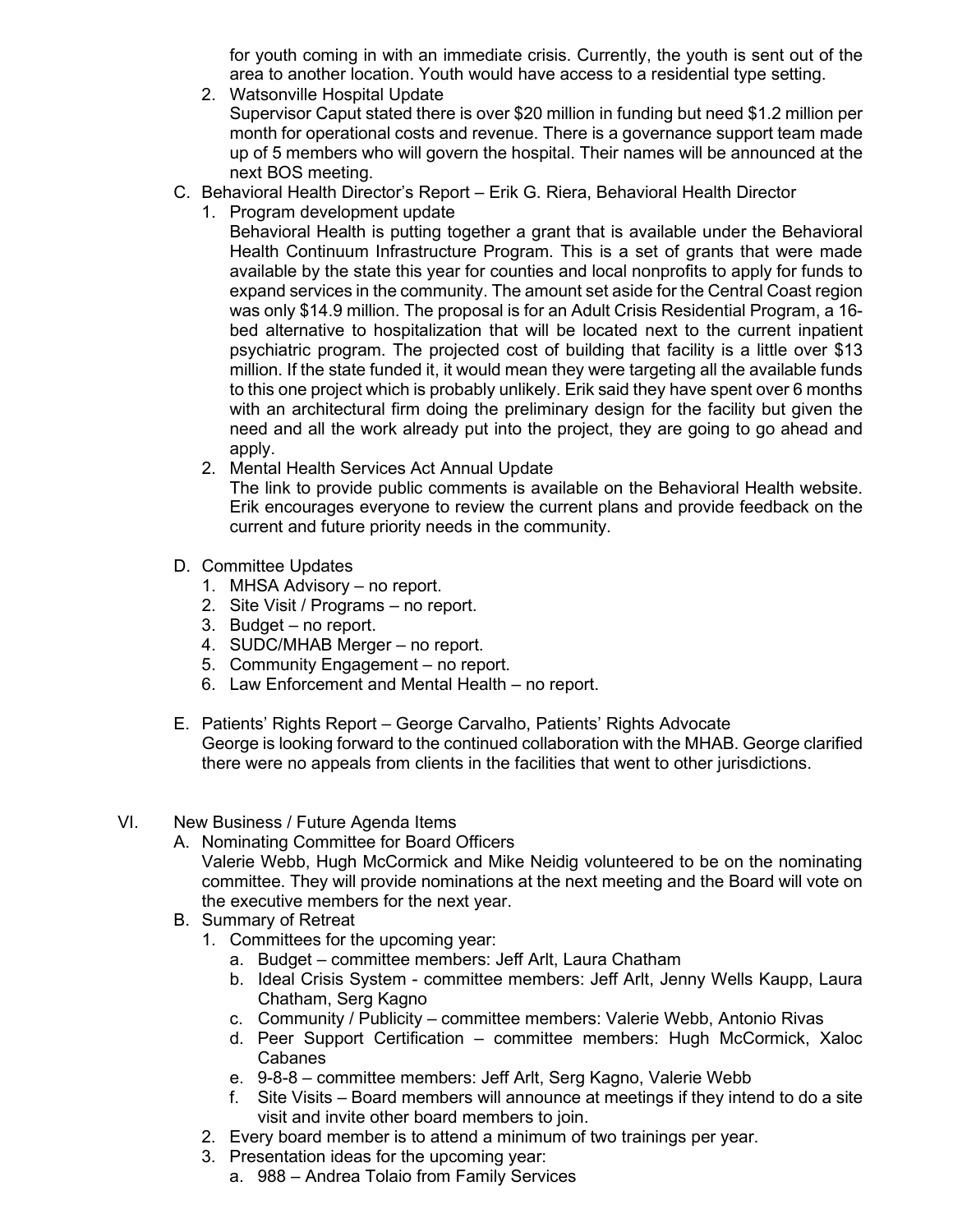for youth coming in with an immediate crisis. Currently, the youth is sent out of the area to another location. Youth would have access to a residential type setting.

2. Watsonville Hospital Update
   Supervisor Caput stated there is over $20 million in funding but need $1.2 million per month for operational costs and revenue. There is a governance support team made up of 5 members who will govern the hospital. Their names will be announced at the next BOS meeting.

C. Behavioral Health Director's Report – Erik G. Riera, Behavioral Health Director

1. Program development update
   Behavioral Health is putting together a grant that is available under the Behavioral Health Continuum Infrastructure Program. This is a set of grants that were made available by the state this year for counties and local nonprofits to apply for funds to expand services in the community. The amount set aside for the Central Coast region was only $14.9 million. The proposal is for an Adult Crisis Residential Program, a 16-bed alternative to hospitalization that will be located next to the current inpatient psychiatric program. The projected cost of building that facility is a little over $13 million. If the state funded it, it would mean they were targeting all the available funds to this one project which is probably unlikely. Erik said they have spent over 6 months with an architectural firm doing the preliminary design for the facility but given the need and all the work already put into the project, they are going to go ahead and apply.
2. Mental Health Services Act Annual Update
   The link to provide public comments is available on the Behavioral Health website. Erik encourages everyone to review the current plans and provide feedback on the current and future priority needs in the community.

D. Committee Updates

1. MHSA Advisory – no report.
2. Site Visit / Programs – no report.
3. Budget – no report.
4. SUDC/MHAB Merger – no report.
5. Community Engagement – no report.
6. Law Enforcement and Mental Health – no report.

E. Patients' Rights Report – George Carvalho, Patients' Rights Advocate
George is looking forward to the continued collaboration with the MHAB. George clarified there were no appeals from clients in the facilities that went to other jurisdictions.

VI. New Business / Future Agenda Items

A. Nominating Committee for Board Officers
Valerie Webb, Hugh McCormick and Mike Neidig volunteered to be on the nominating committee. They will provide nominations at the next meeting and the Board will vote on the executive members for the next year.

B. Summary of Retreat

1. Committees for the upcoming year:
   a. Budget – committee members: Jeff Arlt, Laura Chatham
   b. Ideal Crisis System - committee members: Jeff Arlt, Jenny Wells Kaupp, Laura Chatham, Serg Kagno
   c. Community / Publicity – committee members: Valerie Webb, Antonio Rivas
   d. Peer Support Certification – committee members: Hugh McCormick, Xaloc Cabanes
   e. 9-8-8 – committee members: Jeff Arlt, Serg Kagno, Valerie Webb
   f. Site Visits – Board members will announce at meetings if they intend to do a site visit and invite other board members to join.
2. Every board member is to attend a minimum of two trainings per year.
3. Presentation ideas for the upcoming year:
   a. 988 – Andrea Tolaio from Family Services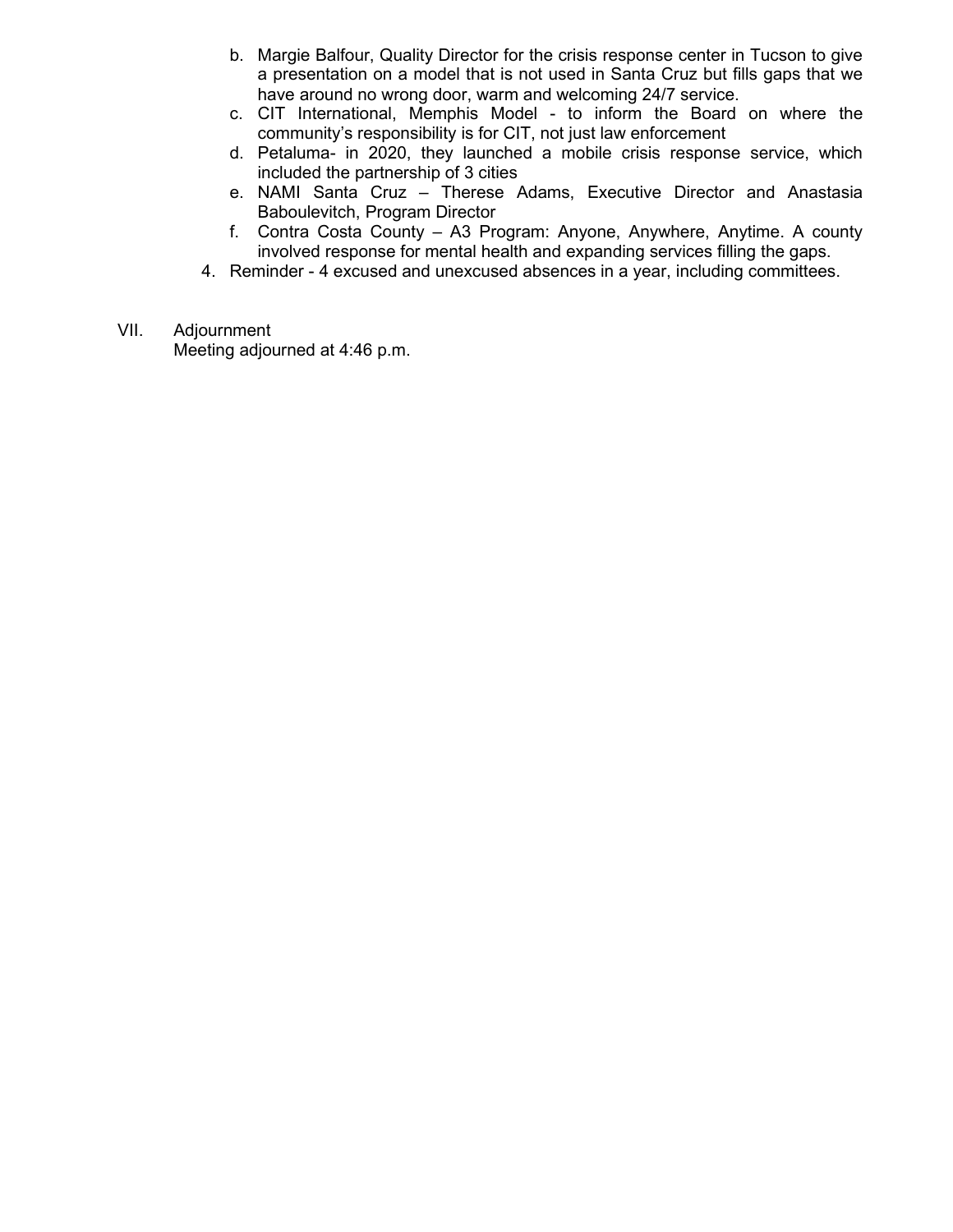b. Margie Balfour, Quality Director for the crisis response center in Tucson to give a presentation on a model that is not used in Santa Cruz but fills gaps that we have around no wrong door, warm and welcoming 24/7 service.
   c. CIT International, Memphis Model - to inform the Board on where the community's responsibility is for CIT, not just law enforcement
   d. Petaluma- in 2020, they launched a mobile crisis response service, which included the partnership of 3 cities
   e. NAMI Santa Cruz – Therese Adams, Executive Director and Anastasia Baboulevitch, Program Director
   f. Contra Costa County – A3 Program: Anyone, Anywhere, Anytime. A county involved response for mental health and expanding services filling the gaps.

4. Reminder - 4 excused and unexcused absences in a year, including committees.

VII. Adjournment

Meeting adjourned at 4:46 p.m.